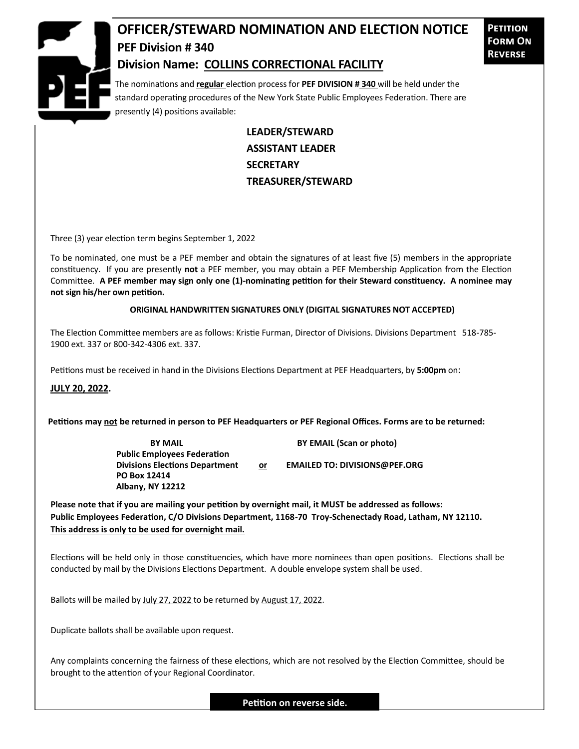**Petition Form On Reverse**

# OFFICER/STEWARD NOMINATION AND ELECTION NOTICE

## PEF Division # 340

## Division Name: COLLINS CORRECTIONAL FACILITY

The nominations and **regular** election process for **PEF DIVISION # 340** will be held under the standard operating procedures of the New York State Public Employees Federation. There are presently (4) positions available:

**LEADER/STEWARD**
**ASSISTANT LEADER**
**SECRETARY**
**TREASURER/STEWARD**

Three (3) year election term begins September 1, 2022

To be nominated, one must be a PEF member and obtain the signatures of at least five (5) members in the appropriate constituency. If you are presently **not** a PEF member, you may obtain a PEF Membership Application from the Election Committee. **A PEF member may sign only one (1)-nominating petition for their Steward constituency. A nominee may not sign his/her own petition.**

**ORIGINAL HANDWRITTEN SIGNATURES ONLY (DIGITAL SIGNATURES NOT ACCEPTED)**

The Election Committee members are as follows: Kristie Furman, Director of Divisions. Divisions Department 518-785-1900 ext. 337 or 800-342-4306 ext. 337.

Petitions must be received in hand in the Divisions Elections Department at PEF Headquarters, by **5:00pm** on:

**JULY 20, 2022.**

**Petitions may not be returned in person to PEF Headquarters or PEF Regional Offices. Forms are to be returned:**

| BY MAIL | | BY EMAIL (Scan or photo) |
|---|---|---|
| **Public Employees Federation<br>Divisions Elections Department<br>PO Box 12414<br>Albany, NY 12212** | **or** | **EMAILED TO: DIVISIONS@PEF.ORG** |

**Please note that if you are mailing your petition by overnight mail, it MUST be addressed as follows: Public Employees Federation, C/O Divisions Department, 1168-70 Troy-Schenectady Road, Latham, NY 12110. This address is only to be used for overnight mail.**

Elections will be held only in those constituencies, which have more nominees than open positions. Elections shall be conducted by mail by the Divisions Elections Department. A double envelope system shall be used.

Ballots will be mailed by July 27, 2022 to be returned by August 17, 2022.

Duplicate ballots shall be available upon request.

Any complaints concerning the fairness of these elections, which are not resolved by the Election Committee, should be brought to the attention of your Regional Coordinator.

**Petition on reverse side.**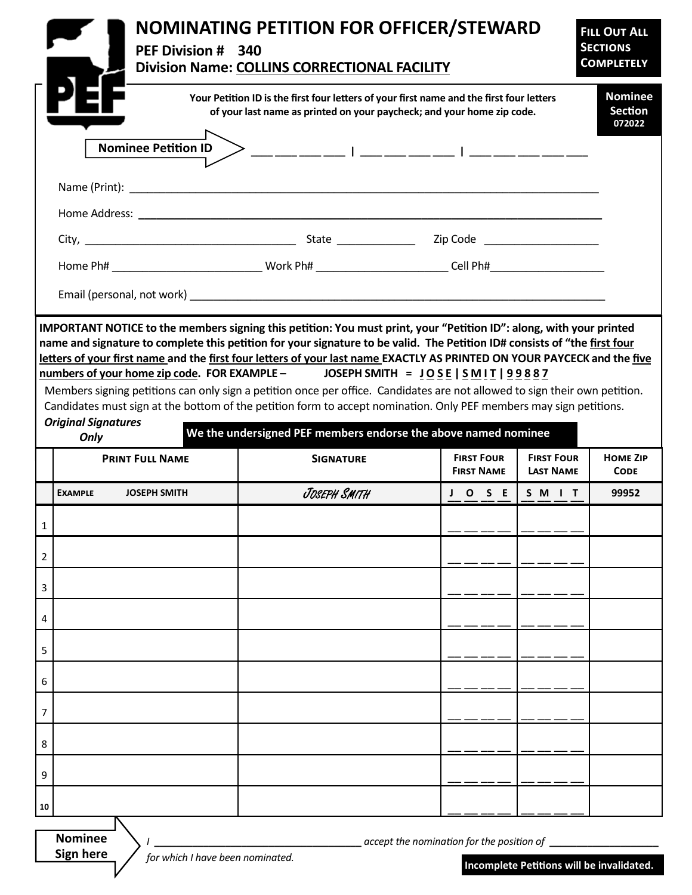# NOMINATING PETITION FOR OFFICER/STEWARD

**PEF Division # 340**
**Division Name: COLLINS CORRECTIONAL FACILITY**

**FILL OUT ALL SECTIONS COMPLETELY**

**Nominee Section 072022**

**Your Petition ID is the first four letters of your first name and the first four letters of your last name as printed on your paycheck; and your home zip code.**

**Nominee Petition ID** ___ ___ ___ ___ | ___ ___ ___ ___ | ___ ___ ___ ___ ___

Name (Print): ____________________________________________

Home Address: ____________________________________________

City, ______________________ State __________ Zip Code ______________

Home Ph# ________________ Work Ph# ________________ Cell Ph# ________________

Email (personal, not work) ____________________________________________

**IMPORTANT NOTICE to the members signing this petition: You must print, your "Petition ID": along, with your printed name and signature to complete this petition for your signature to be valid. The Petition ID# consists of "the first four letters of your first name and the first four letters of your last name EXACTLY AS PRINTED ON YOUR PAYCECK and the five numbers of your home zip code. FOR EXAMPLE – JOSEPH SMITH = J O S E | S M I T | 9 9 8 8 7**

Members signing petitions can only sign a petition once per office. Candidates are not allowed to sign their own petition. Candidates must sign at the bottom of the petition form to accept nomination. Only PEF members may sign petitions.

***Original Signatures Only***

**We the undersigned PEF members endorse the above named nominee**

| | PRINT FULL NAME | SIGNATURE | FIRST FOUR FIRST NAME | FIRST FOUR LAST NAME | HOME ZIP CODE |
|---|---|---|---|---|---|
| | EXAMPLE JOSEPH SMITH | *Joseph Smith* | J O S E | S M I T | 99952 |
| 1 | | | __ __ __ __ | __ __ __ __ | |
| 2 | | | __ __ __ __ | __ __ __ __ | |
| 3 | | | __ __ __ __ | __ __ __ __ | |
| 4 | | | __ __ __ __ | __ __ __ __ | |
| 5 | | | __ __ __ __ | __ __ __ __ | |
| 6 | | | __ __ __ __ | __ __ __ __ | |
| 7 | | | __ __ __ __ | __ __ __ __ | |
| 8 | | | __ __ __ __ | __ __ __ __ | |
| 9 | | | __ __ __ __ | __ __ __ __ | |
| 10 | | | __ __ __ __ | __ __ __ __ | |

**Nominee Sign here** *I ______________________ accept the nomination for the position of ______________ for which I have been nominated.*

**Incomplete Petitions will be invalidated.**